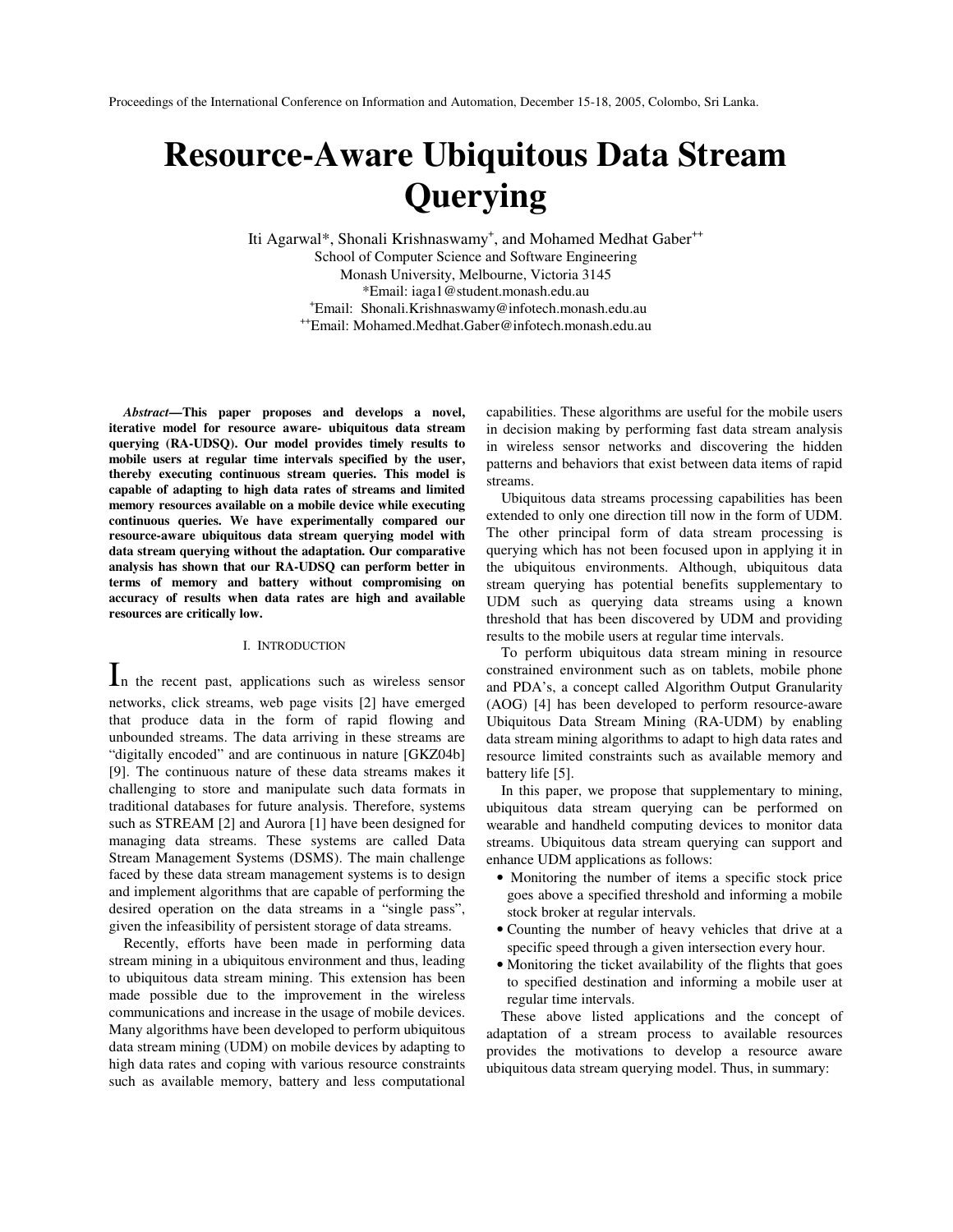Proceedings of the International Conference on Information and Automation, December 15-18, 2005, Colombo, Sri Lanka.

# Resource-Aware Ubiquitous Data Stream Querying

Iti Agarwal*, Shonali Krishnaswamy[+], and Mohamed Medhat Gaber[++]

School of Computer Science and Software Engineering
Monash University, Melbourne, Victoria 3145
*Email: iaga1@student.monash.edu.au
[+]Email: Shonali.Krishnaswamy@infotech.monash.edu.au
[++]Email: Mohamed.Medhat.Gaber@infotech.monash.edu.au

***Abstract*—This paper proposes and develops a novel, iterative model for resource aware- ubiquitous data stream querying (RA-UDSQ). Our model provides timely results to mobile users at regular time intervals specified by the user, thereby executing continuous stream queries. This model is capable of adapting to high data rates of streams and limited memory resources available on a mobile device while executing continuous queries. We have experimentally compared our resource-aware ubiquitous data stream querying model with data stream querying without the adaptation. Our comparative analysis has shown that our RA-UDSQ can perform better in terms of memory and battery without compromising on accuracy of results when data rates are high and available resources are critically low.**

## I. Introduction

In the recent past, applications such as wireless sensor networks, click streams, web page visits [2] have emerged that produce data in the form of rapid flowing and unbounded streams. The data arriving in these streams are "digitally encoded" and are continuous in nature [GKZ04b] [9]. The continuous nature of these data streams makes it challenging to store and manipulate such data formats in traditional databases for future analysis. Therefore, systems such as STREAM [2] and Aurora [1] have been designed for managing data streams. These systems are called Data Stream Management Systems (DSMS). The main challenge faced by these data stream management systems is to design and implement algorithms that are capable of performing the desired operation on the data streams in a "single pass", given the infeasibility of persistent storage of data streams.

Recently, efforts have been made in performing data stream mining in a ubiquitous environment and thus, leading to ubiquitous data stream mining. This extension has been made possible due to the improvement in the wireless communications and increase in the usage of mobile devices. Many algorithms have been developed to perform ubiquitous data stream mining (UDM) on mobile devices by adapting to high data rates and coping with various resource constraints such as available memory, battery and less computational capabilities. These algorithms are useful for the mobile users in decision making by performing fast data stream analysis in wireless sensor networks and discovering the hidden patterns and behaviors that exist between data items of rapid streams.

Ubiquitous data streams processing capabilities has been extended to only one direction till now in the form of UDM. The other principal form of data stream processing is querying which has not been focused upon in applying it in the ubiquitous environments. Although, ubiquitous data stream querying has potential benefits supplementary to UDM such as querying data streams using a known threshold that has been discovered by UDM and providing results to the mobile users at regular time intervals.

To perform ubiquitous data stream mining in resource constrained environment such as on tablets, mobile phone and PDA's, a concept called Algorithm Output Granularity (AOG) [4] has been developed to perform resource-aware Ubiquitous Data Stream Mining (RA-UDM) by enabling data stream mining algorithms to adapt to high data rates and resource limited constraints such as available memory and battery life [5].

In this paper, we propose that supplementary to mining, ubiquitous data stream querying can be performed on wearable and handheld computing devices to monitor data streams. Ubiquitous data stream querying can support and enhance UDM applications as follows:

- Monitoring the number of items a specific stock price goes above a specified threshold and informing a mobile stock broker at regular intervals.
- Counting the number of heavy vehicles that drive at a specific speed through a given intersection every hour.
- Monitoring the ticket availability of the flights that goes to specified destination and informing a mobile user at regular time intervals.

These above listed applications and the concept of adaptation of a stream process to available resources provides the motivations to develop a resource aware ubiquitous data stream querying model. Thus, in summary: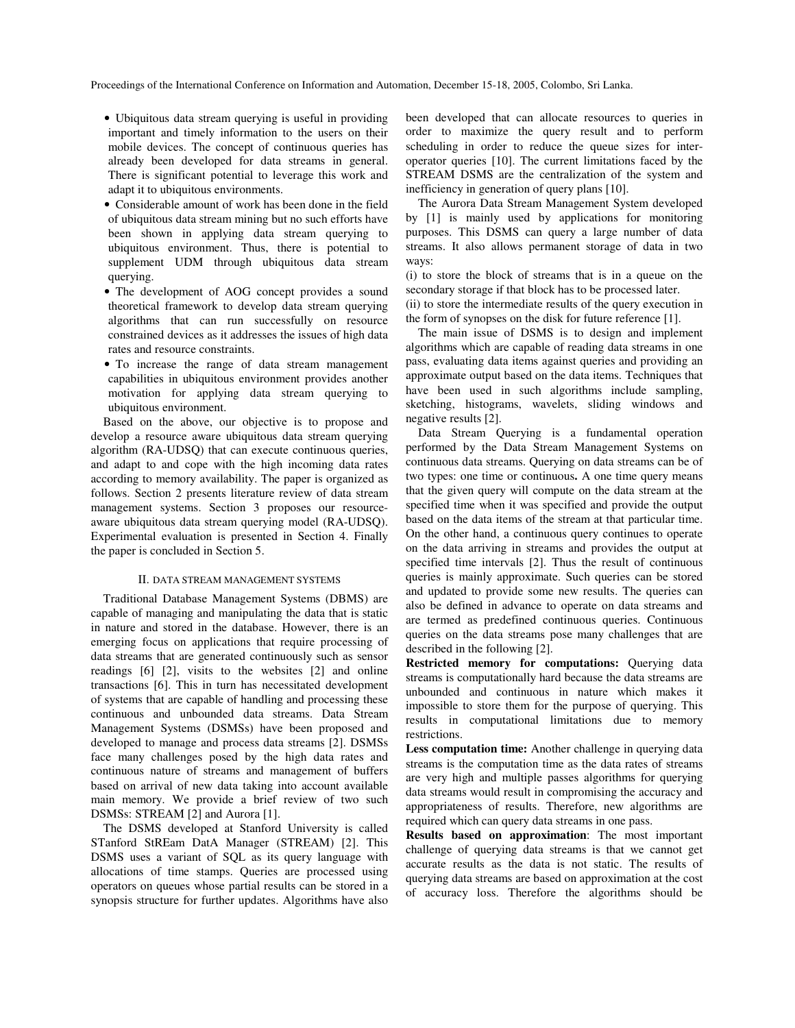- Ubiquitous data stream querying is useful in providing important and timely information to the users on their mobile devices. The concept of continuous queries has already been developed for data streams in general. There is significant potential to leverage this work and adapt it to ubiquitous environments.
- Considerable amount of work has been done in the field of ubiquitous data stream mining but no such efforts have been shown in applying data stream querying to ubiquitous environment. Thus, there is potential to supplement UDM through ubiquitous data stream querying.
- The development of AOG concept provides a sound theoretical framework to develop data stream querying algorithms that can run successfully on resource constrained devices as it addresses the issues of high data rates and resource constraints.
- To increase the range of data stream management capabilities in ubiquitous environment provides another motivation for applying data stream querying to ubiquitous environment.

Based on the above, our objective is to propose and develop a resource aware ubiquitous data stream querying algorithm (RA-UDSQ) that can execute continuous queries, and adapt to and cope with the high incoming data rates according to memory availability. The paper is organized as follows. Section 2 presents literature review of data stream management systems. Section 3 proposes our resource-aware ubiquitous data stream querying model (RA-UDSQ). Experimental evaluation is presented in Section 4. Finally the paper is concluded in Section 5.

## II. Data Stream Management Systems

Traditional Database Management Systems (DBMS) are capable of managing and manipulating the data that is static in nature and stored in the database. However, there is an emerging focus on applications that require processing of data streams that are generated continuously such as sensor readings [6] [2], visits to the websites [2] and online transactions [6]. This in turn has necessitated development of systems that are capable of handling and processing these continuous and unbounded data streams. Data Stream Management Systems (DSMSs) have been proposed and developed to manage and process data streams [2]. DSMSs face many challenges posed by the high data rates and continuous nature of streams and management of buffers based on arrival of new data taking into account available main memory. We provide a brief review of two such DSMSs: STREAM [2] and Aurora [1].

The DSMS developed at Stanford University is called STanford StREam DatA Manager (STREAM) [2]. This DSMS uses a variant of SQL as its query language with allocations of time stamps. Queries are processed using operators on queues whose partial results can be stored in a synopsis structure for further updates. Algorithms have also been developed that can allocate resources to queries in order to maximize the query result and to perform scheduling in order to reduce the queue sizes for inter-operator queries [10]. The current limitations faced by the STREAM DSMS are the centralization of the system and inefficiency in generation of query plans [10].

The Aurora Data Stream Management System developed by [1] is mainly used by applications for monitoring purposes. This DSMS can query a large number of data streams. It also allows permanent storage of data in two ways:

(i) to store the block of streams that is in a queue on the secondary storage if that block has to be processed later.
(ii) to store the intermediate results of the query execution in the form of synopses on the disk for future reference [1].

The main issue of DSMS is to design and implement algorithms which are capable of reading data streams in one pass, evaluating data items against queries and providing an approximate output based on the data items. Techniques that have been used in such algorithms include sampling, sketching, histograms, wavelets, sliding windows and negative results [2].

Data Stream Querying is a fundamental operation performed by the Data Stream Management Systems on continuous data streams. Querying on data streams can be of two types: one time or continuous**.** A one time query means that the given query will compute on the data stream at the specified time when it was specified and provide the output based on the data items of the stream at that particular time. On the other hand, a continuous query continues to operate on the data arriving in streams and provides the output at specified time intervals [2]. Thus the result of continuous queries is mainly approximate. Such queries can be stored and updated to provide some new results. The queries can also be defined in advance to operate on data streams and are termed as predefined continuous queries. Continuous queries on the data streams pose many challenges that are described in the following [2].

**Restricted memory for computations:** Querying data streams is computationally hard because the data streams are unbounded and continuous in nature which makes it impossible to store them for the purpose of querying. This results in computational limitations due to memory restrictions.

**Less computation time:** Another challenge in querying data streams is the computation time as the data rates of streams are very high and multiple passes algorithms for querying data streams would result in compromising the accuracy and appropriateness of results. Therefore, new algorithms are required which can query data streams in one pass.

**Results based on approximation**: The most important challenge of querying data streams is that we cannot get accurate results as the data is not static. The results of querying data streams are based on approximation at the cost of accuracy loss. Therefore the algorithms should be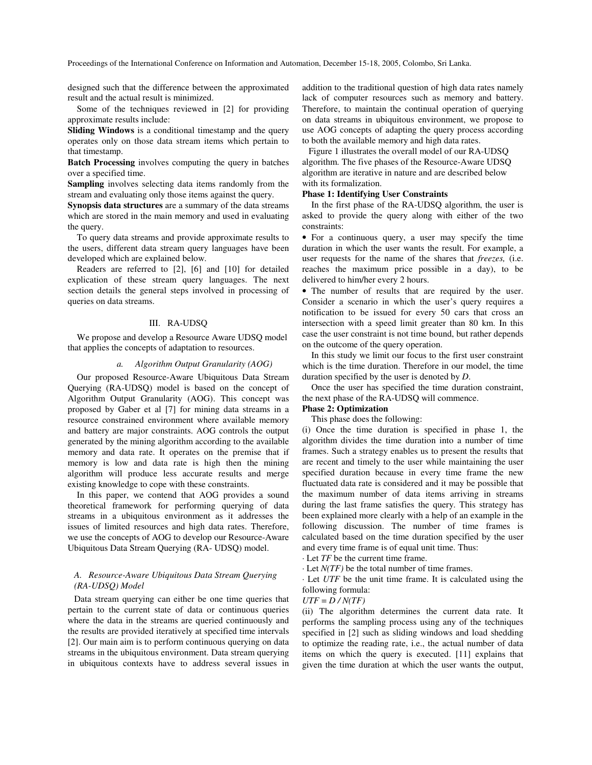designed such that the difference between the approximated result and the actual result is minimized.

Some of the techniques reviewed in [2] for providing approximate results include:

**Sliding Windows** is a conditional timestamp and the query operates only on those data stream items which pertain to that timestamp.

**Batch Processing** involves computing the query in batches over a specified time.

**Sampling** involves selecting data items randomly from the stream and evaluating only those items against the query.

**Synopsis data structures** are a summary of the data streams which are stored in the main memory and used in evaluating the query.

To query data streams and provide approximate results to the users, different data stream query languages have been developed which are explained below.

Readers are referred to [2], [6] and [10] for detailed explication of these stream query languages. The next section details the general steps involved in processing of queries on data streams.

## III. RA-UDSQ

We propose and develop a Resource Aware UDSQ model that applies the concepts of adaptation to resources.

### *a. Algorithm Output Granularity (AOG)*

Our proposed Resource-Aware Ubiquitous Data Stream Querying (RA-UDSQ) model is based on the concept of Algorithm Output Granularity (AOG). This concept was proposed by Gaber et al [7] for mining data streams in a resource constrained environment where available memory and battery are major constraints. AOG controls the output generated by the mining algorithm according to the available memory and data rate. It operates on the premise that if memory is low and data rate is high then the mining algorithm will produce less accurate results and merge existing knowledge to cope with these constraints.

In this paper, we contend that AOG provides a sound theoretical framework for performing querying of data streams in a ubiquitous environment as it addresses the issues of limited resources and high data rates. Therefore, we use the concepts of AOG to develop our Resource-Aware Ubiquitous Data Stream Querying (RA- UDSQ) model.

### *A. Resource-Aware Ubiquitous Data Stream Querying (RA-UDSQ) Model*

Data stream querying can either be one time queries that pertain to the current state of data or continuous queries where the data in the streams are queried continuously and the results are provided iteratively at specified time intervals [2]. Our main aim is to perform continuous querying on data streams in the ubiquitous environment. Data stream querying in ubiquitous contexts have to address several issues in addition to the traditional question of high data rates namely lack of computer resources such as memory and battery. Therefore, to maintain the continual operation of querying on data streams in ubiquitous environment, we propose to use AOG concepts of adapting the query process according to both the available memory and high data rates.

Figure 1 illustrates the overall model of our RA-UDSQ algorithm. The five phases of the Resource-Aware UDSQ algorithm are iterative in nature and are described below with its formalization.

**Phase 1: Identifying User Constraints**

In the first phase of the RA-UDSQ algorithm, the user is asked to provide the query along with either of the two constraints:

- For a continuous query, a user may specify the time duration in which the user wants the result. For example, a user requests for the name of the shares that *freezes,* (i.e. reaches the maximum price possible in a day), to be delivered to him/her every 2 hours.
- The number of results that are required by the user. Consider a scenario in which the user's query requires a notification to be issued for every 50 cars that cross an intersection with a speed limit greater than 80 km. In this case the user constraint is not time bound, but rather depends on the outcome of the query operation.

In this study we limit our focus to the first user constraint which is the time duration. Therefore in our model, the time duration specified by the user is denoted by *D*.

Once the user has specified the time duration constraint, the next phase of the RA-UDSQ will commence.

**Phase 2: Optimization**

This phase does the following:

(i) Once the time duration is specified in phase 1, the algorithm divides the time duration into a number of time frames. Such a strategy enables us to present the results that are recent and timely to the user while maintaining the user specified duration because in every time frame the new fluctuated data rate is considered and it may be possible that the maximum number of data items arriving in streams during the last frame satisfies the query. This strategy has been explained more clearly with a help of an example in the following discussion. The number of time frames is calculated based on the time duration specified by the user and every time frame is of equal unit time. Thus:

· Let *TF* be the current time frame.

· Let *N(TF)* be the total number of time frames.

· Let *UTF* be the unit time frame. It is calculated using the following formula:

$UTF = D / N(TF)$

(ii) The algorithm determines the current data rate. It performs the sampling process using any of the techniques specified in [2] such as sliding windows and load shedding to optimize the reading rate, i.e., the actual number of data items on which the query is executed. [11] explains that given the time duration at which the user wants the output,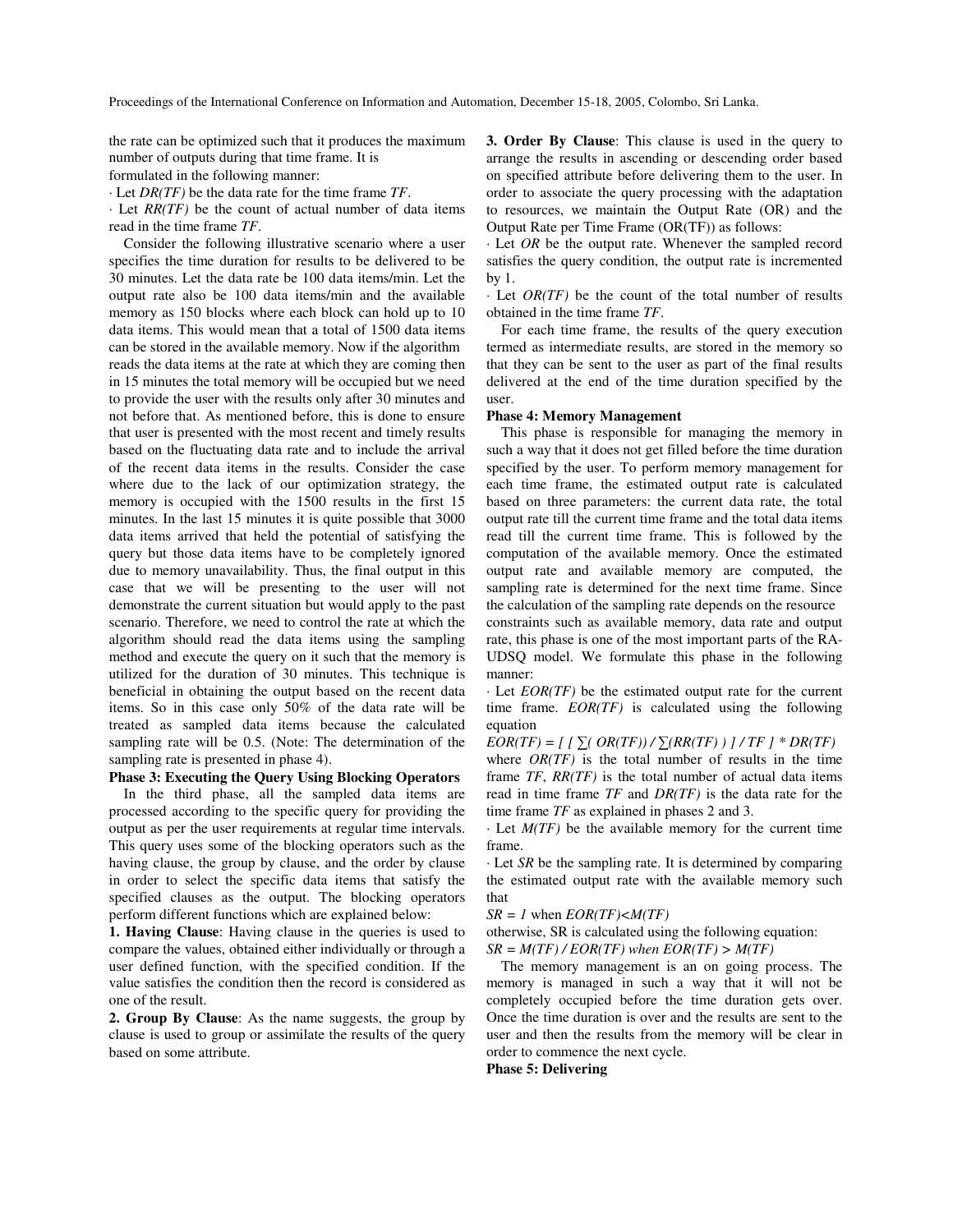the rate can be optimized such that it produces the maximum number of outputs during that time frame. It is formulated in the following manner:

· Let *DR(TF)* be the data rate for the time frame *TF*.

· Let *RR(TF)* be the count of actual number of data items read in the time frame *TF*.

Consider the following illustrative scenario where a user specifies the time duration for results to be delivered to be 30 minutes. Let the data rate be 100 data items/min. Let the output rate also be 100 data items/min and the available memory as 150 blocks where each block can hold up to 10 data items. This would mean that a total of 1500 data items can be stored in the available memory. Now if the algorithm reads the data items at the rate at which they are coming then in 15 minutes the total memory will be occupied but we need to provide the user with the results only after 30 minutes and not before that. As mentioned before, this is done to ensure that user is presented with the most recent and timely results based on the fluctuating data rate and to include the arrival of the recent data items in the results. Consider the case where due to the lack of our optimization strategy, the memory is occupied with the 1500 results in the first 15 minutes. In the last 15 minutes it is quite possible that 3000 data items arrived that held the potential of satisfying the query but those data items have to be completely ignored due to memory unavailability. Thus, the final output in this case that we will be presenting to the user will not demonstrate the current situation but would apply to the past scenario. Therefore, we need to control the rate at which the algorithm should read the data items using the sampling method and execute the query on it such that the memory is utilized for the duration of 30 minutes. This technique is beneficial in obtaining the output based on the recent data items. So in this case only 50% of the data rate will be treated as sampled data items because the calculated sampling rate will be 0.5. (Note: The determination of the sampling rate is presented in phase 4).

**Phase 3: Executing the Query Using Blocking Operators**

In the third phase, all the sampled data items are processed according to the specific query for providing the output as per the user requirements at regular time intervals. This query uses some of the blocking operators such as the having clause, the group by clause, and the order by clause in order to select the specific data items that satisfy the specified clauses as the output. The blocking operators perform different functions which are explained below:

**1. Having Clause**: Having clause in the queries is used to compare the values, obtained either individually or through a user defined function, with the specified condition. If the value satisfies the condition then the record is considered as one of the result.

**2. Group By Clause**: As the name suggests, the group by clause is used to group or assimilate the results of the query based on some attribute.

**3. Order By Clause**: This clause is used in the query to arrange the results in ascending or descending order based on specified attribute before delivering them to the user. In order to associate the query processing with the adaptation to resources, we maintain the Output Rate (OR) and the Output Rate per Time Frame (OR(TF)) as follows:

· Let *OR* be the output rate. Whenever the sampled record satisfies the query condition, the output rate is incremented by 1.

· Let *OR(TF)* be the count of the total number of results obtained in the time frame *TF*.

For each time frame, the results of the query execution termed as intermediate results, are stored in the memory so that they can be sent to the user as part of the final results delivered at the end of the time duration specified by the user.

**Phase 4: Memory Management**

This phase is responsible for managing the memory in such a way that it does not get filled before the time duration specified by the user. To perform memory management for each time frame, the estimated output rate is calculated based on three parameters: the current data rate, the total output rate till the current time frame and the total data items read till the current time frame. This is followed by the computation of the available memory. Once the estimated output rate and available memory are computed, the sampling rate is determined for the next time frame. Since the calculation of the sampling rate depends on the resource constraints such as available memory, data rate and output rate, this phase is one of the most important parts of the RA-UDSQ model. We formulate this phase in the following manner:

· Let *EOR(TF)* be the estimated output rate for the current time frame. *EOR(TF)* is calculated using the following equation

$$EOR(TF) = \left[ \left[ \sum( OR(TF)) / \sum(RR(TF)) \right] / TF \right] * DR(TF)$$

where *OR(TF)* is the total number of results in the time frame *TF*, *RR(TF)* is the total number of actual data items read in time frame *TF* and *DR(TF)* is the data rate for the time frame *TF* as explained in phases 2 and 3.

· Let *M(TF)* be the available memory for the current time frame.

· Let *SR* be the sampling rate. It is determined by comparing the estimated output rate with the available memory such that

$SR = 1$ when $EOR(TF) < M(TF)$

otherwise, SR is calculated using the following equation:

$SR = M(TF) / EOR(TF)$ when $EOR(TF) > M(TF)$

The memory management is an on going process. The memory is managed in such a way that it will not be completely occupied before the time duration gets over. Once the time duration is over and the results are sent to the user and then the results from the memory will be clear in order to commence the next cycle.

**Phase 5: Delivering**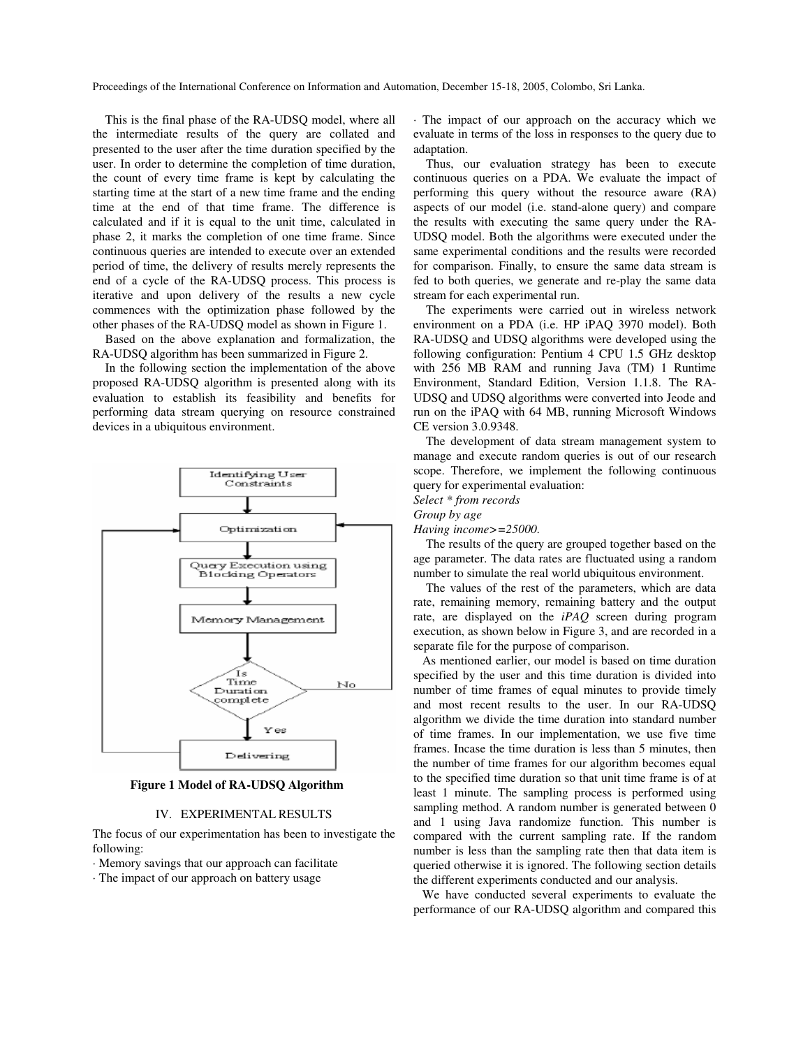This is the final phase of the RA-UDSQ model, where all the intermediate results of the query are collated and presented to the user after the time duration specified by the user. In order to determine the completion of time duration, the count of every time frame is kept by calculating the starting time at the start of a new time frame and the ending time at the end of that time frame. The difference is calculated and if it is equal to the unit time, calculated in phase 2, it marks the completion of one time frame. Since continuous queries are intended to execute over an extended period of time, the delivery of results merely represents the end of a cycle of the RA-UDSQ process. This process is iterative and upon delivery of the results a new cycle commences with the optimization phase followed by the other phases of the RA-UDSQ model as shown in Figure 1.

Based on the above explanation and formalization, the RA-UDSQ algorithm has been summarized in Figure 2.

In the following section the implementation of the above proposed RA-UDSQ algorithm is presented along with its evaluation to establish its feasibility and benefits for performing data stream querying on resource constrained devices in a ubiquitous environment.

**Figure 1 Model of RA-UDSQ Algorithm**

## IV. EXPERIMENTAL RESULTS

The focus of our experimentation has been to investigate the following:

- Memory savings that our approach can facilitate
- The impact of our approach on battery usage
- The impact of our approach on the accuracy which we evaluate in terms of the loss in responses to the query due to adaptation.

Thus, our evaluation strategy has been to execute continuous queries on a PDA. We evaluate the impact of performing this query without the resource aware (RA) aspects of our model (i.e. stand-alone query) and compare the results with executing the same query under the RA-UDSQ model. Both the algorithms were executed under the same experimental conditions and the results were recorded for comparison. Finally, to ensure the same data stream is fed to both queries, we generate and re-play the same data stream for each experimental run.

The experiments were carried out in wireless network environment on a PDA (i.e. HP iPAQ 3970 model). Both RA-UDSQ and UDSQ algorithms were developed using the following configuration: Pentium 4 CPU 1.5 GHz desktop with 256 MB RAM and running Java (TM) 1 Runtime Environment, Standard Edition, Version 1.1.8. The RA-UDSQ and UDSQ algorithms were converted into Jeode and run on the iPAQ with 64 MB, running Microsoft Windows CE version 3.0.9348.

The development of data stream management system to manage and execute random queries is out of our research scope. Therefore, we implement the following continuous query for experimental evaluation:

*Select * from records*
*Group by age*
*Having income>=25000.*

The results of the query are grouped together based on the age parameter. The data rates are fluctuated using a random number to simulate the real world ubiquitous environment.

The values of the rest of the parameters, which are data rate, remaining memory, remaining battery and the output rate, are displayed on the *iPAQ* screen during program execution, as shown below in Figure 3, and are recorded in a separate file for the purpose of comparison.

As mentioned earlier, our model is based on time duration specified by the user and this time duration is divided into number of time frames of equal minutes to provide timely and most recent results to the user. In our RA-UDSQ algorithm we divide the time duration into standard number of time frames. In our implementation, we use five time frames. Incase the time duration is less than 5 minutes, then the number of time frames for our algorithm becomes equal to the specified time duration so that unit time frame is of at least 1 minute. The sampling process is performed using sampling method. A random number is generated between 0 and 1 using Java randomize function. This number is compared with the current sampling rate. If the random number is less than the sampling rate then that data item is queried otherwise it is ignored. The following section details the different experiments conducted and our analysis.

We have conducted several experiments to evaluate the performance of our RA-UDSQ algorithm and compared this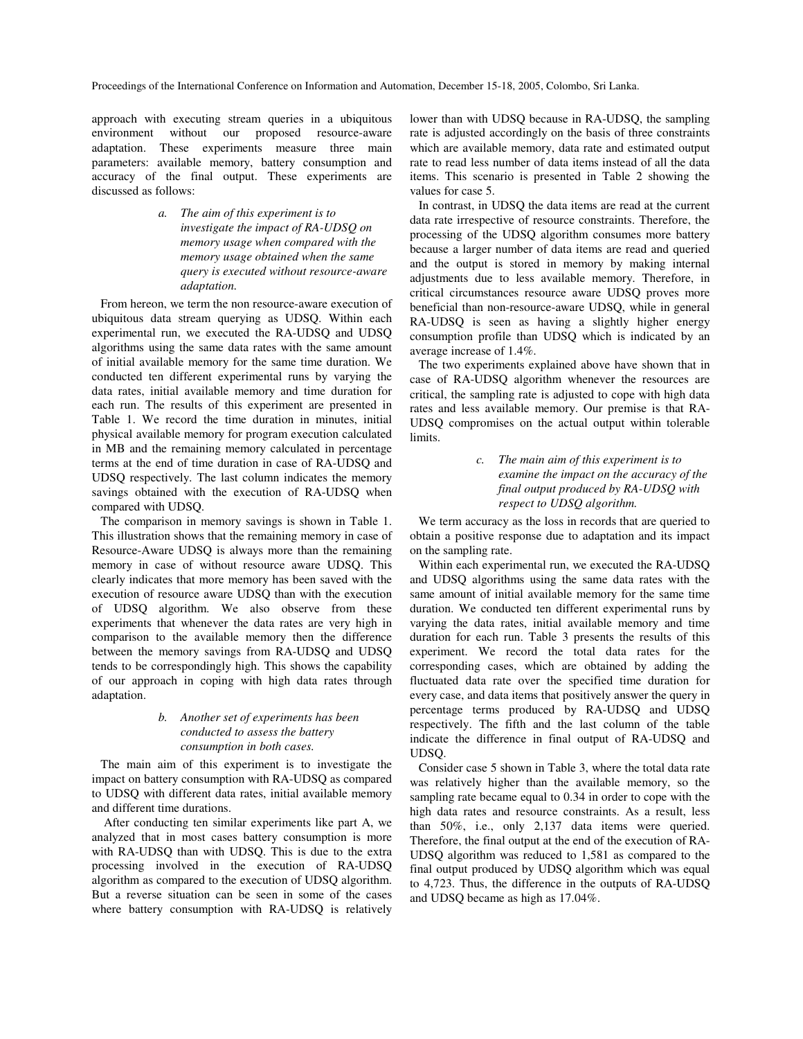approach with executing stream queries in a ubiquitous environment without our proposed resource-aware adaptation. These experiments measure three main parameters: available memory, battery consumption and accuracy of the final output. These experiments are discussed as follows:

*a. The aim of this experiment is to investigate the impact of RA-UDSQ on memory usage when compared with the memory usage obtained when the same query is executed without resource-aware adaptation.*

From hereon, we term the non resource-aware execution of ubiquitous data stream querying as UDSQ. Within each experimental run, we executed the RA-UDSQ and UDSQ algorithms using the same data rates with the same amount of initial available memory for the same time duration. We conducted ten different experimental runs by varying the data rates, initial available memory and time duration for each run. The results of this experiment are presented in Table 1. We record the time duration in minutes, initial physical available memory for program execution calculated in MB and the remaining memory calculated in percentage terms at the end of time duration in case of RA-UDSQ and UDSQ respectively. The last column indicates the memory savings obtained with the execution of RA-UDSQ when compared with UDSQ.

The comparison in memory savings is shown in Table 1. This illustration shows that the remaining memory in case of Resource-Aware UDSQ is always more than the remaining memory in case of without resource aware UDSQ. This clearly indicates that more memory has been saved with the execution of resource aware UDSQ than with the execution of UDSQ algorithm. We also observe from these experiments that whenever the data rates are very high in comparison to the available memory then the difference between the memory savings from RA-UDSQ and UDSQ tends to be correspondingly high. This shows the capability of our approach in coping with high data rates through adaptation.

*b. Another set of experiments has been conducted to assess the battery consumption in both cases.*

The main aim of this experiment is to investigate the impact on battery consumption with RA-UDSQ as compared to UDSQ with different data rates, initial available memory and different time durations.

After conducting ten similar experiments like part A, we analyzed that in most cases battery consumption is more with RA-UDSQ than with UDSQ. This is due to the extra processing involved in the execution of RA-UDSQ algorithm as compared to the execution of UDSQ algorithm. But a reverse situation can be seen in some of the cases where battery consumption with RA-UDSQ is relatively lower than with UDSQ because in RA-UDSQ, the sampling rate is adjusted accordingly on the basis of three constraints which are available memory, data rate and estimated output rate to read less number of data items instead of all the data items. This scenario is presented in Table 2 showing the values for case 5.

In contrast, in UDSQ the data items are read at the current data rate irrespective of resource constraints. Therefore, the processing of the UDSQ algorithm consumes more battery because a larger number of data items are read and queried and the output is stored in memory by making internal adjustments due to less available memory. Therefore, in critical circumstances resource aware UDSQ proves more beneficial than non-resource-aware UDSQ, while in general RA-UDSQ is seen as having a slightly higher energy consumption profile than UDSQ which is indicated by an average increase of 1.4%.

The two experiments explained above have shown that in case of RA-UDSQ algorithm whenever the resources are critical, the sampling rate is adjusted to cope with high data rates and less available memory. Our premise is that RA-UDSQ compromises on the actual output within tolerable limits.

*c. The main aim of this experiment is to examine the impact on the accuracy of the final output produced by RA-UDSQ with respect to UDSQ algorithm.*

We term accuracy as the loss in records that are queried to obtain a positive response due to adaptation and its impact on the sampling rate.

Within each experimental run, we executed the RA-UDSQ and UDSQ algorithms using the same data rates with the same amount of initial available memory for the same time duration. We conducted ten different experimental runs by varying the data rates, initial available memory and time duration for each run. Table 3 presents the results of this experiment. We record the total data rates for the corresponding cases, which are obtained by adding the fluctuated data rate over the specified time duration for every case, and data items that positively answer the query in percentage terms produced by RA-UDSQ and UDSQ respectively. The fifth and the last column of the table indicate the difference in final output of RA-UDSQ and UDSQ.

Consider case 5 shown in Table 3, where the total data rate was relatively higher than the available memory, so the sampling rate became equal to 0.34 in order to cope with the high data rates and resource constraints. As a result, less than 50%, i.e., only 2,137 data items were queried. Therefore, the final output at the end of the execution of RA-UDSQ algorithm was reduced to 1,581 as compared to the final output produced by UDSQ algorithm which was equal to 4,723. Thus, the difference in the outputs of RA-UDSQ and UDSQ became as high as 17.04%.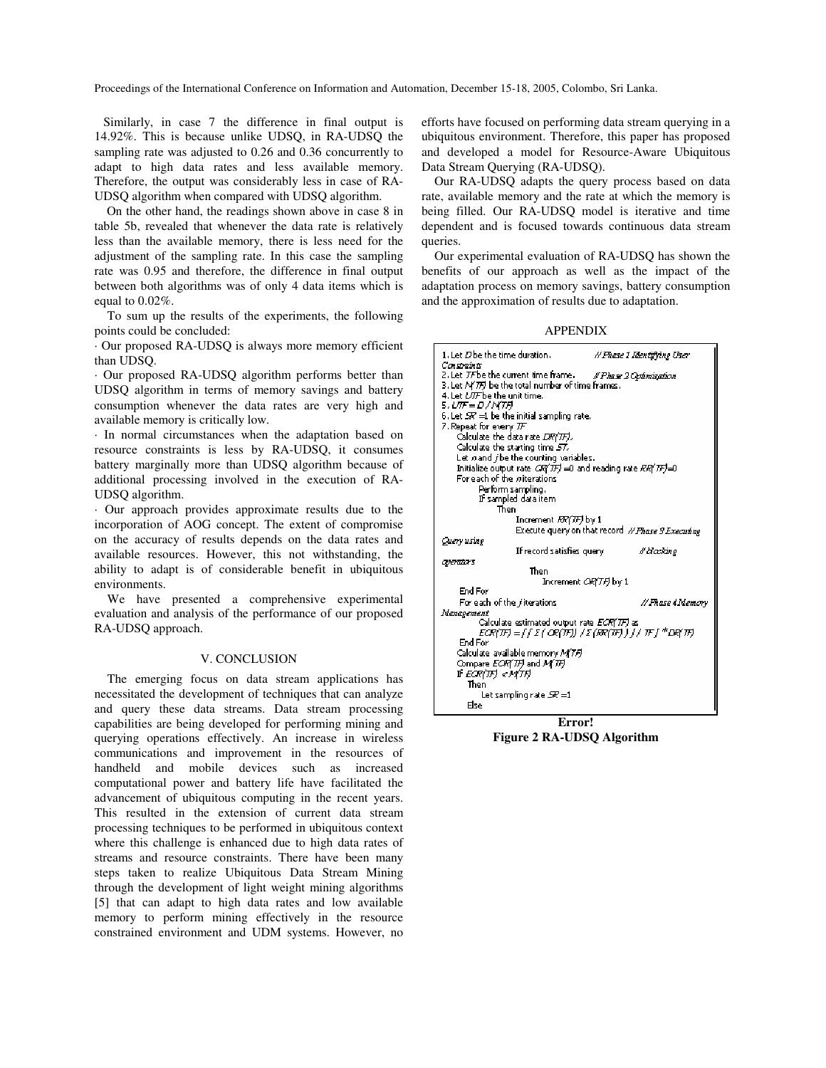Similarly, in case 7 the difference in final output is 14.92%. This is because unlike UDSQ, in RA-UDSQ the sampling rate was adjusted to 0.26 and 0.36 concurrently to adapt to high data rates and less available memory. Therefore, the output was considerably less in case of RA-UDSQ algorithm when compared with UDSQ algorithm.

On the other hand, the readings shown above in case 8 in table 5b, revealed that whenever the data rate is relatively less than the available memory, there is less need for the adjustment of the sampling rate. In this case the sampling rate was 0.95 and therefore, the difference in final output between both algorithms was of only 4 data items which is equal to 0.02%.

To sum up the results of the experiments, the following points could be concluded:

- Our proposed RA-UDSQ is always more memory efficient than UDSQ.
- Our proposed RA-UDSQ algorithm performs better than UDSQ algorithm in terms of memory savings and battery consumption whenever the data rates are very high and available memory is critically low.
- In normal circumstances when the adaptation based on resource constraints is less by RA-UDSQ, it consumes battery marginally more than UDSQ algorithm because of additional processing involved in the execution of RA-UDSQ algorithm.
- Our approach provides approximate results due to the incorporation of AOG concept. The extent of compromise on the accuracy of results depends on the data rates and available resources. However, this not withstanding, the ability to adapt is of considerable benefit in ubiquitous environments.

We have presented a comprehensive experimental evaluation and analysis of the performance of our proposed RA-UDSQ approach.

## V. CONCLUSION

The emerging focus on data stream applications has necessitated the development of techniques that can analyze and query these data streams. Data stream processing capabilities are being developed for performing mining and querying operations effectively. An increase in wireless communications and improvement in the resources of handheld and mobile devices such as increased computational power and battery life have facilitated the advancement of ubiquitous computing in the recent years. This resulted in the extension of current data stream processing techniques to be performed in ubiquitous context where this challenge is enhanced due to high data rates of streams and resource constraints. There have been many steps taken to realize Ubiquitous Data Stream Mining through the development of light weight mining algorithms [5] that can adapt to high data rates and low available memory to perform mining effectively in the resource constrained environment and UDM systems. However, no efforts have focused on performing data stream querying in a ubiquitous environment. Therefore, this paper has proposed and developed a model for Resource-Aware Ubiquitous Data Stream Querying (RA-UDSQ).

Our RA-UDSQ adapts the query process based on data rate, available memory and the rate at which the memory is being filled. Our RA-UDSQ model is iterative and time dependent and is focused towards continuous data stream queries.

Our experimental evaluation of RA-UDSQ has shown the benefits of our approach as well as the impact of the adaptation process on memory savings, battery consumption and the approximation of results due to adaptation.

## APPENDIX

```
1. Let D be the time duration.                    // Phase 1 Identifying User Constraints
2. Let TF be the current time frame.               // Phase 2 Optimization
3. Let N(TF) be the total number of time frames.
4. Let UTF be the unit time.
5. UTF = D / N(TF)
6. Let SR =1 be the initial sampling rate.
7. Repeat for every TF
    Calculate the data rate DR(TF).
    Calculate the starting time ST.
    Let n and j be the counting variables.
    Initialize output rate OR(TF) =0 and reading rate RR(TF)=0
    For each of the n iterations
        Perform sampling.
        If sampled data item
            Then
                Increment RR(TF) by 1
                Execute query on that record  // Phase 3 Executing Query using
                If record satisfies query       // Hooking operators
                    Then
                        Increment OR(TF) by 1
    End For
    For each of the j iterations                   // Phase 4 Memory Management
        Calculate estimated output rate ECR(TF) as
        ECR(TF) = [ [ Σ ( OR(TF)) / Σ (RR(TF) ) ] / TF ] * DR(TF)
    End For
    Calculate available memory M(TF)
    Compare ECR(TF) and M(TF)
    If ECR(TF) < M(TF)
        Then
            Let sampling rate SR =1
        Else
```

**Error!**
**Figure 2 RA-UDSQ Algorithm**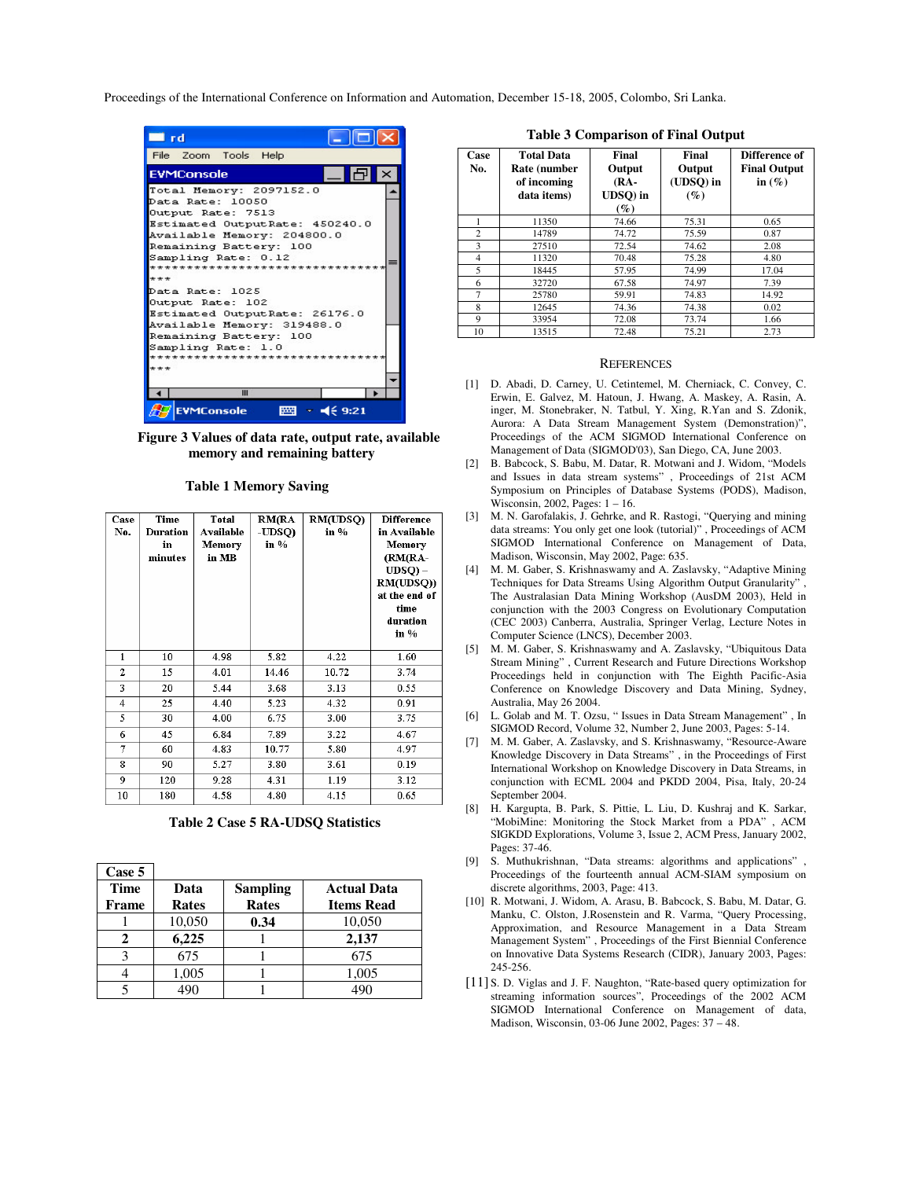```
rd
File Zoom Tools Help
EVMConsole
Total Memory: 2097152.0
Data Rate: 10050
Output Rate: 7513
Estimated OutputRate: 450240.0
Available Memory: 204800.0
Remaining Battery: 100
Sampling Rate: 0.12
***********************************
***
Data Rate: 1025
Output Rate: 102
Estimated OutputRate: 26176.0
Available Memory: 319488.0
Remaining Battery: 100
Sampling Rate: 1.0
***********************************
***
EVMConsole 9:21
```

**Figure 3 Values of data rate, output rate, available memory and remaining battery**

**Table 1 Memory Saving**

| Case No. | Time Duration in minutes | Total Available Memory in MB | RM(RA-UDSQ) in % | RM(UDSQ) in % | Difference in Available Memory (RM(RA-UDSQ) – RM(UDSQ)) at the end of time duration in % |
|---|---|---|---|---|---|
| 1 | 10 | 4.98 | 5.82 | 4.22 | 1.60 |
| 2 | 15 | 4.01 | 14.46 | 10.72 | 3.74 |
| 3 | 20 | 5.44 | 3.68 | 3.13 | 0.55 |
| 4 | 25 | 4.40 | 5.23 | 4.32 | 0.91 |
| 5 | 30 | 4.00 | 6.75 | 3.00 | 3.75 |
| 6 | 45 | 6.84 | 7.89 | 3.22 | 4.67 |
| 7 | 60 | 4.83 | 10.77 | 5.80 | 4.97 |
| 8 | 90 | 5.27 | 3.80 | 3.61 | 0.19 |
| 9 | 120 | 9.28 | 4.31 | 1.19 | 3.12 |
| 10 | 180 | 4.58 | 4.80 | 4.15 | 0.65 |

**Table 2 Case 5 RA-UDSQ Statistics**

| Case 5 | | | |
|---|---|---|---|
| **Time Frame** | **Data Rates** | **Sampling Rates** | **Actual Data Items Read** |
| 1 | 10,050 | **0.34** | 10,050 |
| **2** | **6,225** | 1 | **2,137** |
| 3 | 675 | 1 | 675 |
| 4 | 1,005 | 1 | 1,005 |
| 5 | 490 | 1 | 490 |

**Table 3 Comparison of Final Output**

| Case No. | Total Data Rate (number of incoming data items) | Final Output (RA-UDSQ) in (%) | Final Output (UDSQ) in (%) | Difference of Final Output in (%) |
|---|---|---|---|---|
| 1 | 11350 | 74.66 | 75.31 | 0.65 |
| 2 | 14789 | 74.72 | 75.59 | 0.87 |
| 3 | 27510 | 72.54 | 74.62 | 2.08 |
| 4 | 11320 | 70.48 | 75.28 | 4.80 |
| 5 | 18445 | 57.95 | 74.99 | 17.04 |
| 6 | 32720 | 67.58 | 74.97 | 7.39 |
| 7 | 25780 | 59.91 | 74.83 | 14.92 |
| 8 | 12645 | 74.36 | 74.38 | 0.02 |
| 9 | 33954 | 72.08 | 73.74 | 1.66 |
| 10 | 13515 | 72.48 | 75.21 | 2.73 |

## REFERENCES

[1] D. Abadi, D. Carney, U. Cetintemel, M. Cherniack, C. Convey, C. Erwin, E. Galvez, M. Hatoun, J. Hwang, A. Maskey, A. Rasin, A. inger, M. Stonebraker, N. Tatbul, Y. Xing, R.Yan and S. Zdonik, Aurora: A Data Stream Management System (Demonstration)", Proceedings of the ACM SIGMOD International Conference on Management of Data (SIGMOD'03), San Diego, CA, June 2003.

[2] B. Babcock, S. Babu, M. Datar, R. Motwani and J. Widom, "Models and Issues in data stream systems" , Proceedings of 21st ACM Symposium on Principles of Database Systems (PODS), Madison, Wisconsin, 2002, Pages: 1 – 16.

[3] M. N. Garofalakis, J. Gehrke, and R. Rastogi, "Querying and mining data streams: You only get one look (tutorial)" , Proceedings of ACM SIGMOD International Conference on Management of Data, Madison, Wisconsin, May 2002, Page: 635.

[4] M. M. Gaber, S. Krishnaswamy and A. Zaslavsky, "Adaptive Mining Techniques for Data Streams Using Algorithm Output Granularity" , The Australasian Data Mining Workshop (AusDM 2003), Held in conjunction with the 2003 Congress on Evolutionary Computation (CEC 2003) Canberra, Australia, Springer Verlag, Lecture Notes in Computer Science (LNCS), December 2003.

[5] M. M. Gaber, S. Krishnaswamy and A. Zaslavsky, "Ubiquitous Data Stream Mining" , Current Research and Future Directions Workshop Proceedings held in conjunction with The Eighth Pacific-Asia Conference on Knowledge Discovery and Data Mining, Sydney, Australia, May 26 2004.

[6] L. Golab and M. T. Ozsu, " Issues in Data Stream Management" , In SIGMOD Record, Volume 32, Number 2, June 2003, Pages: 5-14.

[7] M. M. Gaber, A. Zaslavsky, and S. Krishnaswamy, "Resource-Aware Knowledge Discovery in Data Streams" , in the Proceedings of First International Workshop on Knowledge Discovery in Data Streams, in conjunction with ECML 2004 and PKDD 2004, Pisa, Italy, 20-24 September 2004.

[8] H. Kargupta, B. Park, S. Pittie, L. Liu, D. Kushraj and K. Sarkar, "MobiMine: Monitoring the Stock Market from a PDA" , ACM SIGKDD Explorations, Volume 3, Issue 2, ACM Press, January 2002, Pages: 37-46.

[9] S. Muthukrishnan, "Data streams: algorithms and applications" , Proceedings of the fourteenth annual ACM-SIAM symposium on discrete algorithms, 2003, Page: 413.

[10] R. Motwani, J. Widom, A. Arasu, B. Babcock, S. Babu, M. Datar, G. Manku, C. Olston, J.Rosenstein and R. Varma, "Query Processing, Approximation, and Resource Management in a Data Stream Management System" , Proceedings of the First Biennial Conference on Innovative Data Systems Research (CIDR), January 2003, Pages: 245-256.

[11] S. D. Viglas and J. F. Naughton, "Rate-based query optimization for streaming information sources", Proceedings of the 2002 ACM SIGMOD International Conference on Management of data, Madison, Wisconsin, 03-06 June 2002, Pages: 37 – 48.